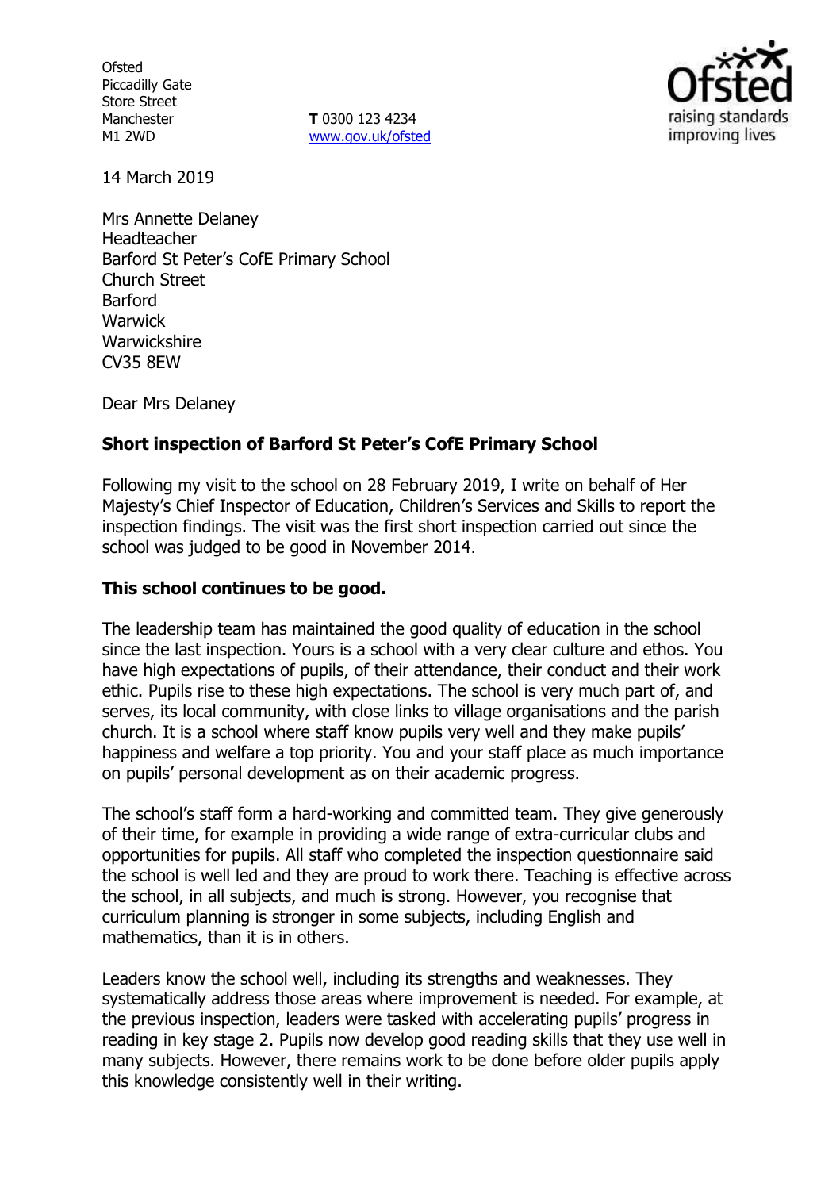Ofsted
Piccadilly Gate
Store Street
Manchester
M1 2WD

**T** 0300 123 4234
www.gov.uk/ofsted

14 March 2019

Mrs Annette Delaney
Headteacher
Barford St Peter's CofE Primary School
Church Street
Barford
Warwick
Warwickshire
CV35 8EW

Dear Mrs Delaney

**Short inspection of Barford St Peter's CofE Primary School**

Following my visit to the school on 28 February 2019, I write on behalf of Her Majesty's Chief Inspector of Education, Children's Services and Skills to report the inspection findings. The visit was the first short inspection carried out since the school was judged to be good in November 2014.

**This school continues to be good.**

The leadership team has maintained the good quality of education in the school since the last inspection. Yours is a school with a very clear culture and ethos. You have high expectations of pupils, of their attendance, their conduct and their work ethic. Pupils rise to these high expectations. The school is very much part of, and serves, its local community, with close links to village organisations and the parish church. It is a school where staff know pupils very well and they make pupils' happiness and welfare a top priority. You and your staff place as much importance on pupils' personal development as on their academic progress.

The school's staff form a hard-working and committed team. They give generously of their time, for example in providing a wide range of extra-curricular clubs and opportunities for pupils. All staff who completed the inspection questionnaire said the school is well led and they are proud to work there. Teaching is effective across the school, in all subjects, and much is strong. However, you recognise that curriculum planning is stronger in some subjects, including English and mathematics, than it is in others.

Leaders know the school well, including its strengths and weaknesses. They systematically address those areas where improvement is needed. For example, at the previous inspection, leaders were tasked with accelerating pupils' progress in reading in key stage 2. Pupils now develop good reading skills that they use well in many subjects. However, there remains work to be done before older pupils apply this knowledge consistently well in their writing.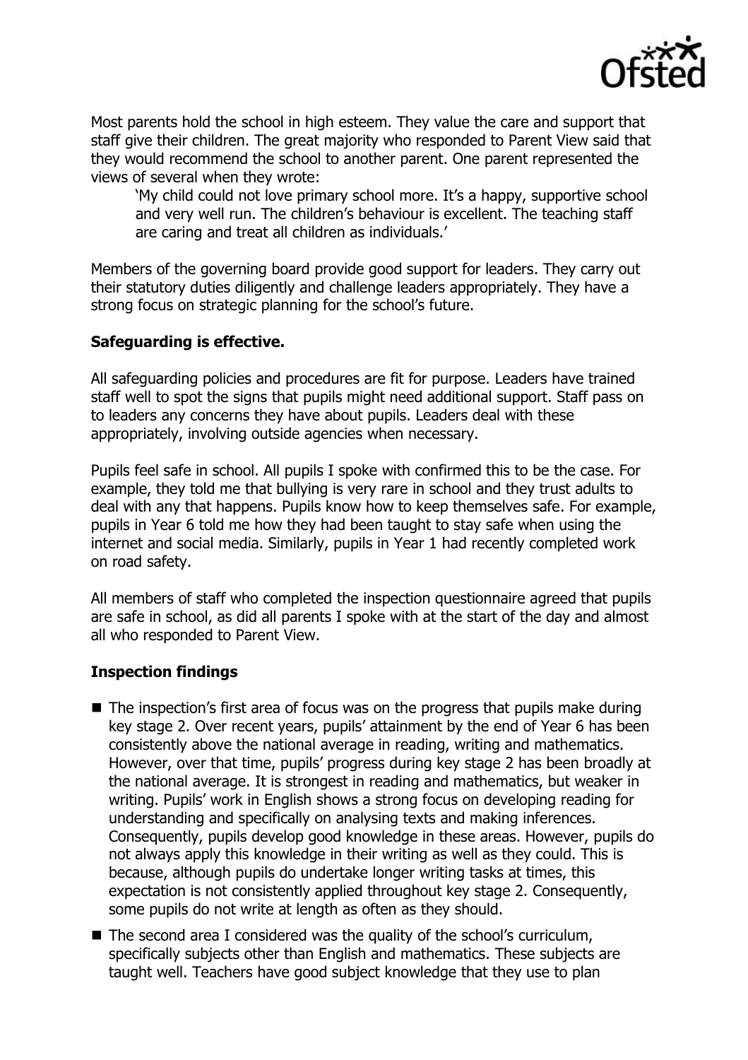Most parents hold the school in high esteem. They value the care and support that staff give their children. The great majority who responded to Parent View said that they would recommend the school to another parent. One parent represented the views of several when they wrote:

> 'My child could not love primary school more. It's a happy, supportive school and very well run. The children's behaviour is excellent. The teaching staff are caring and treat all children as individuals.'

Members of the governing board provide good support for leaders. They carry out their statutory duties diligently and challenge leaders appropriately. They have a strong focus on strategic planning for the school's future.

### Safeguarding is effective.

All safeguarding policies and procedures are fit for purpose. Leaders have trained staff well to spot the signs that pupils might need additional support. Staff pass on to leaders any concerns they have about pupils. Leaders deal with these appropriately, involving outside agencies when necessary.

Pupils feel safe in school. All pupils I spoke with confirmed this to be the case. For example, they told me that bullying is very rare in school and they trust adults to deal with any that happens. Pupils know how to keep themselves safe. For example, pupils in Year 6 told me how they had been taught to stay safe when using the internet and social media. Similarly, pupils in Year 1 had recently completed work on road safety.

All members of staff who completed the inspection questionnaire agreed that pupils are safe in school, as did all parents I spoke with at the start of the day and almost all who responded to Parent View.

### Inspection findings

- The inspection's first area of focus was on the progress that pupils make during key stage 2. Over recent years, pupils' attainment by the end of Year 6 has been consistently above the national average in reading, writing and mathematics. However, over that time, pupils' progress during key stage 2 has been broadly at the national average. It is strongest in reading and mathematics, but weaker in writing. Pupils' work in English shows a strong focus on developing reading for understanding and specifically on analysing texts and making inferences. Consequently, pupils develop good knowledge in these areas. However, pupils do not always apply this knowledge in their writing as well as they could. This is because, although pupils do undertake longer writing tasks at times, this expectation is not consistently applied throughout key stage 2. Consequently, some pupils do not write at length as often as they should.
- The second area I considered was the quality of the school's curriculum, specifically subjects other than English and mathematics. These subjects are taught well. Teachers have good subject knowledge that they use to plan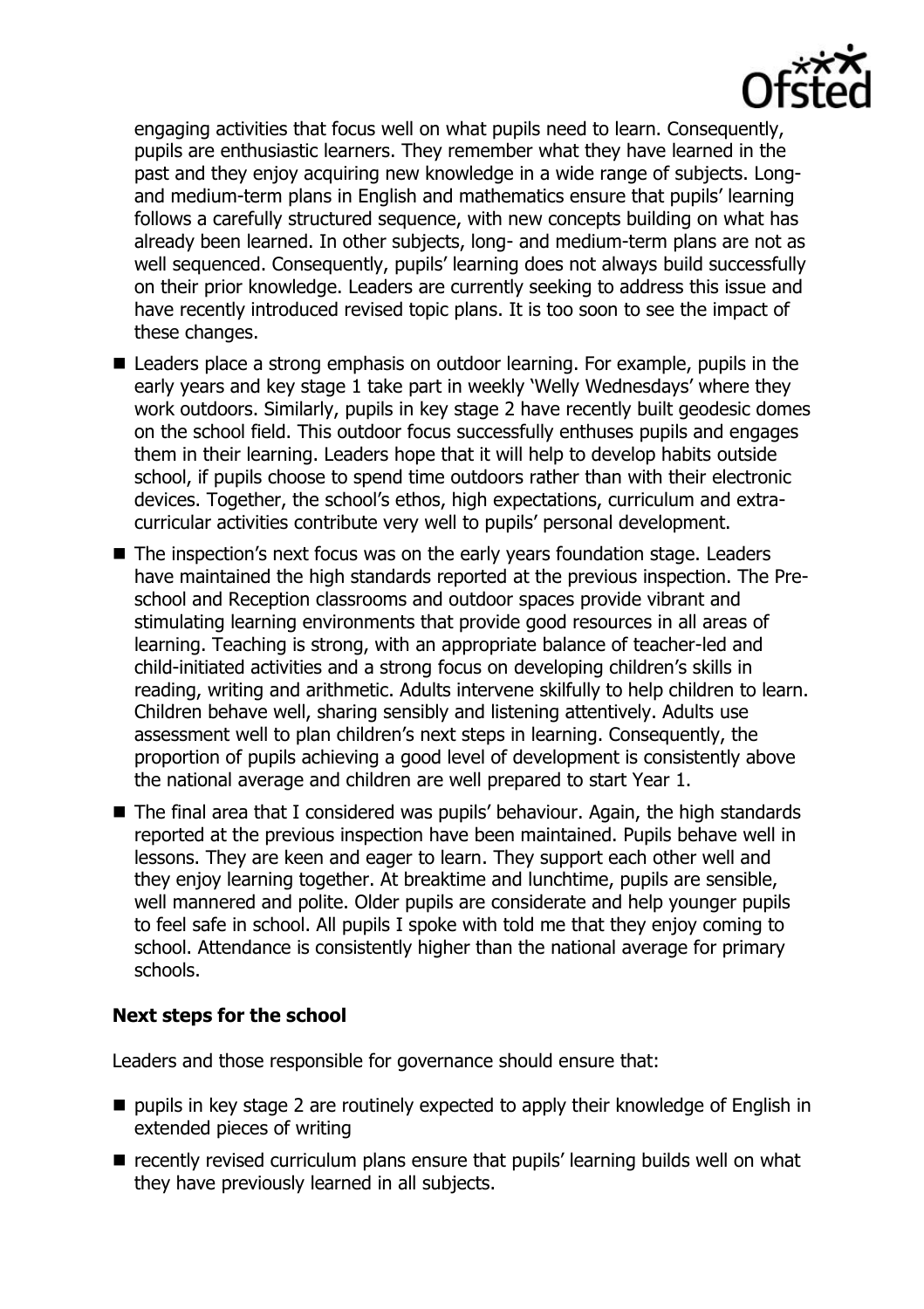engaging activities that focus well on what pupils need to learn. Consequently, pupils are enthusiastic learners. They remember what they have learned in the past and they enjoy acquiring new knowledge in a wide range of subjects. Long- and medium-term plans in English and mathematics ensure that pupils' learning follows a carefully structured sequence, with new concepts building on what has already been learned. In other subjects, long- and medium-term plans are not as well sequenced. Consequently, pupils' learning does not always build successfully on their prior knowledge. Leaders are currently seeking to address this issue and have recently introduced revised topic plans. It is too soon to see the impact of these changes.

- Leaders place a strong emphasis on outdoor learning. For example, pupils in the early years and key stage 1 take part in weekly 'Welly Wednesdays' where they work outdoors. Similarly, pupils in key stage 2 have recently built geodesic domes on the school field. This outdoor focus successfully enthuses pupils and engages them in their learning. Leaders hope that it will help to develop habits outside school, if pupils choose to spend time outdoors rather than with their electronic devices. Together, the school's ethos, high expectations, curriculum and extra-curricular activities contribute very well to pupils' personal development.
- The inspection's next focus was on the early years foundation stage. Leaders have maintained the high standards reported at the previous inspection. The Pre-school and Reception classrooms and outdoor spaces provide vibrant and stimulating learning environments that provide good resources in all areas of learning. Teaching is strong, with an appropriate balance of teacher-led and child-initiated activities and a strong focus on developing children's skills in reading, writing and arithmetic. Adults intervene skilfully to help children to learn. Children behave well, sharing sensibly and listening attentively. Adults use assessment well to plan children's next steps in learning. Consequently, the proportion of pupils achieving a good level of development is consistently above the national average and children are well prepared to start Year 1.
- The final area that I considered was pupils' behaviour. Again, the high standards reported at the previous inspection have been maintained. Pupils behave well in lessons. They are keen and eager to learn. They support each other well and they enjoy learning together. At breaktime and lunchtime, pupils are sensible, well mannered and polite. Older pupils are considerate and help younger pupils to feel safe in school. All pupils I spoke with told me that they enjoy coming to school. Attendance is consistently higher than the national average for primary schools.

### Next steps for the school

Leaders and those responsible for governance should ensure that:

- pupils in key stage 2 are routinely expected to apply their knowledge of English in extended pieces of writing
- recently revised curriculum plans ensure that pupils' learning builds well on what they have previously learned in all subjects.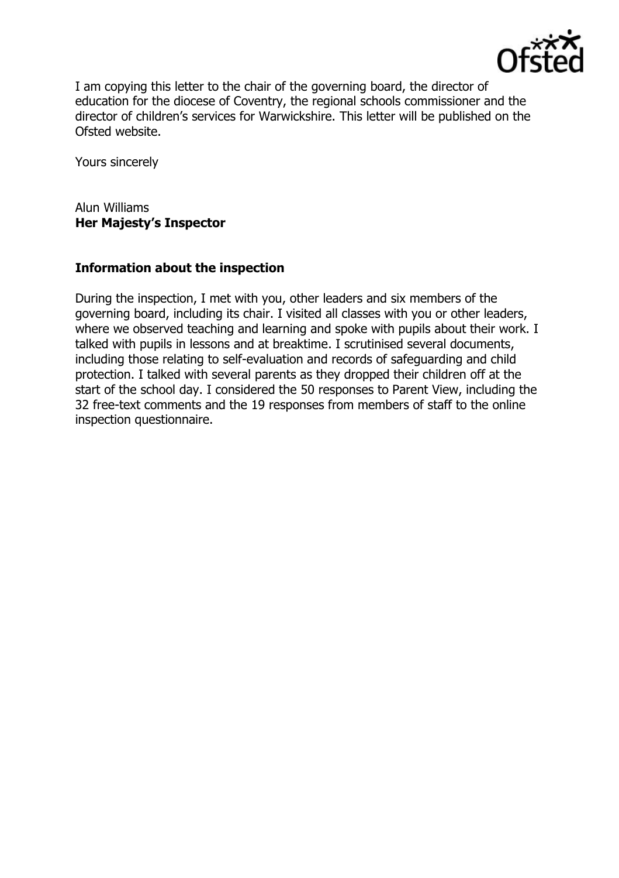I am copying this letter to the chair of the governing board, the director of education for the diocese of Coventry, the regional schools commissioner and the director of children's services for Warwickshire. This letter will be published on the Ofsted website.

Yours sincerely

Alun Williams
**Her Majesty's Inspector**

## Information about the inspection

During the inspection, I met with you, other leaders and six members of the governing board, including its chair. I visited all classes with you or other leaders, where we observed teaching and learning and spoke with pupils about their work. I talked with pupils in lessons and at breaktime. I scrutinised several documents, including those relating to self-evaluation and records of safeguarding and child protection. I talked with several parents as they dropped their children off at the start of the school day. I considered the 50 responses to Parent View, including the 32 free-text comments and the 19 responses from members of staff to the online inspection questionnaire.